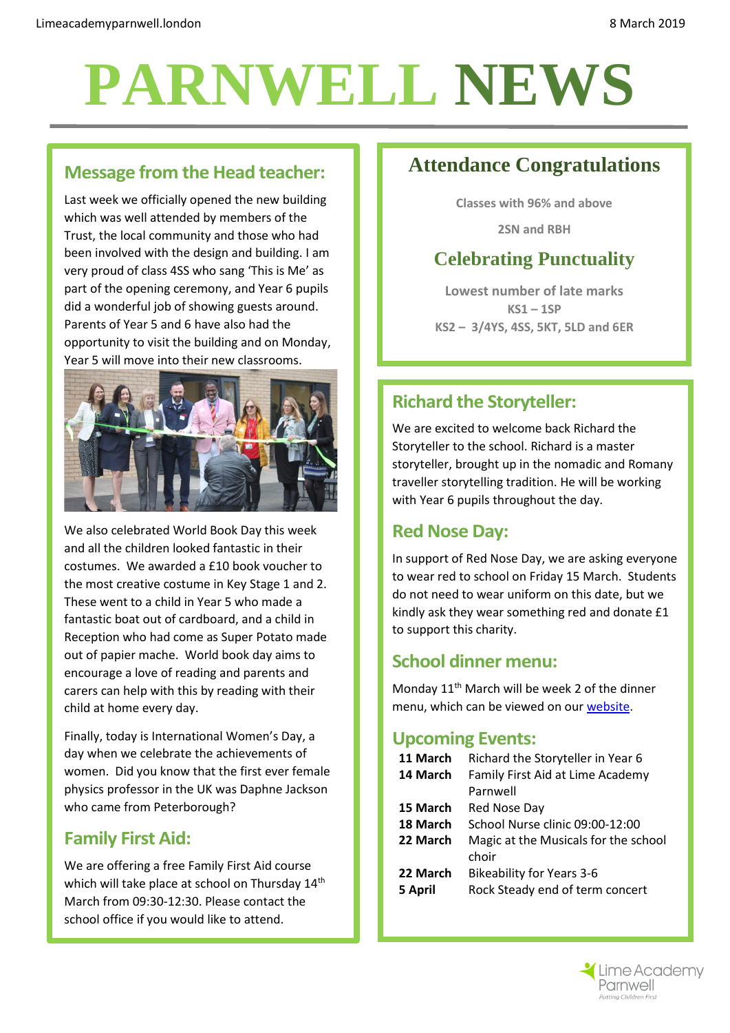Limeacademyparnwell.london

8 March 2019

# PARNWELL NEWS

## Message from the Head teacher:

Last week we officially opened the new building which was well attended by members of the Trust, the local community and those who had been involved with the design and building. I am very proud of class 4SS who sang 'This is Me' as part of the opening ceremony, and Year 6 pupils did a wonderful job of showing guests around. Parents of Year 5 and 6 have also had the opportunity to visit the building and on Monday, Year 5 will move into their new classrooms.

We also celebrated World Book Day this week and all the children looked fantastic in their costumes. We awarded a £10 book voucher to the most creative costume in Key Stage 1 and 2. These went to a child in Year 5 who made a fantastic boat out of cardboard, and a child in Reception who had come as Super Potato made out of papier mache. World book day aims to encourage a love of reading and parents and carers can help with this by reading with their child at home every day.

Finally, today is International Women's Day, a day when we celebrate the achievements of women. Did you know that the first ever female physics professor in the UK was Daphne Jackson who came from Peterborough?

## Family First Aid:

We are offering a free Family First Aid course which will take place at school on Thursday 14th March from 09:30-12:30. Please contact the school office if you would like to attend.

## Attendance Congratulations

**Classes with 96% and above**

**2SN and RBH**

## Celebrating Punctuality

**Lowest number of late marks**

**KS1 – 1SP**

**KS2 – 3/4YS, 4SS, 5KT, 5LD and 6ER**

## Richard the Storyteller:

We are excited to welcome back Richard the Storyteller to the school. Richard is a master storyteller, brought up in the nomadic and Romany traveller storytelling tradition. He will be working with Year 6 pupils throughout the day.

## Red Nose Day:

In support of Red Nose Day, we are asking everyone to wear red to school on Friday 15 March. Students do not need to wear uniform on this date, but we kindly ask they wear something red and donate £1 to support this charity.

## School dinner menu:

Monday 11th March will be week 2 of the dinner menu, which can be viewed on our website.

## Upcoming Events:

| | |
|---|---|
| **11 March** | Richard the Storyteller in Year 6 |
| **14 March** | Family First Aid at Lime Academy Parnwell |
| **15 March** | Red Nose Day |
| **18 March** | School Nurse clinic 09:00-12:00 |
| **22 March** | Magic at the Musicals for the school choir |
| **22 March** | Bikeability for Years 3-6 |
| **5 April** | Rock Steady end of term concert |

Lime Academy Parnwell
*Putting Children First*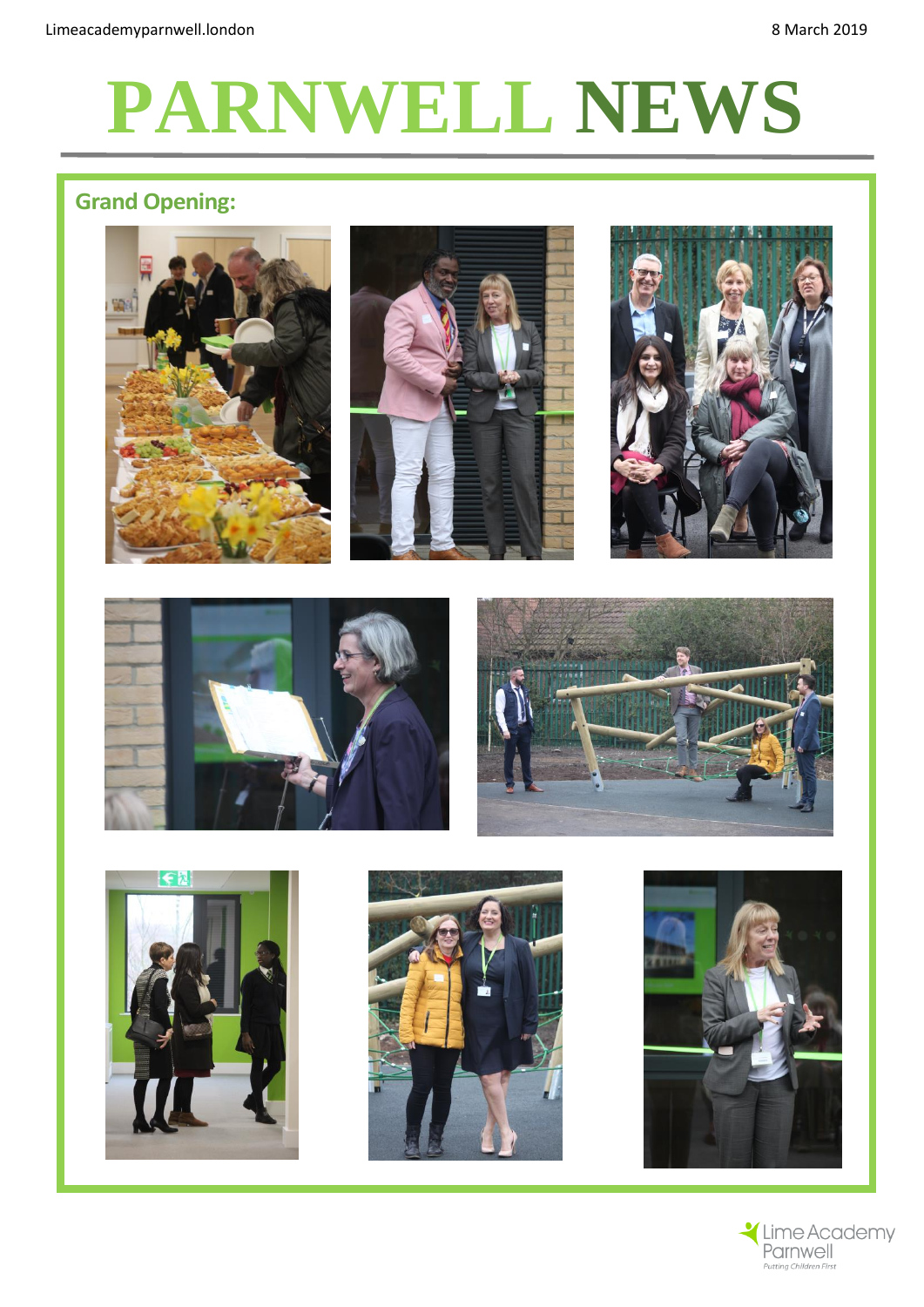# PARNWELL NEWS

## Grand Opening: